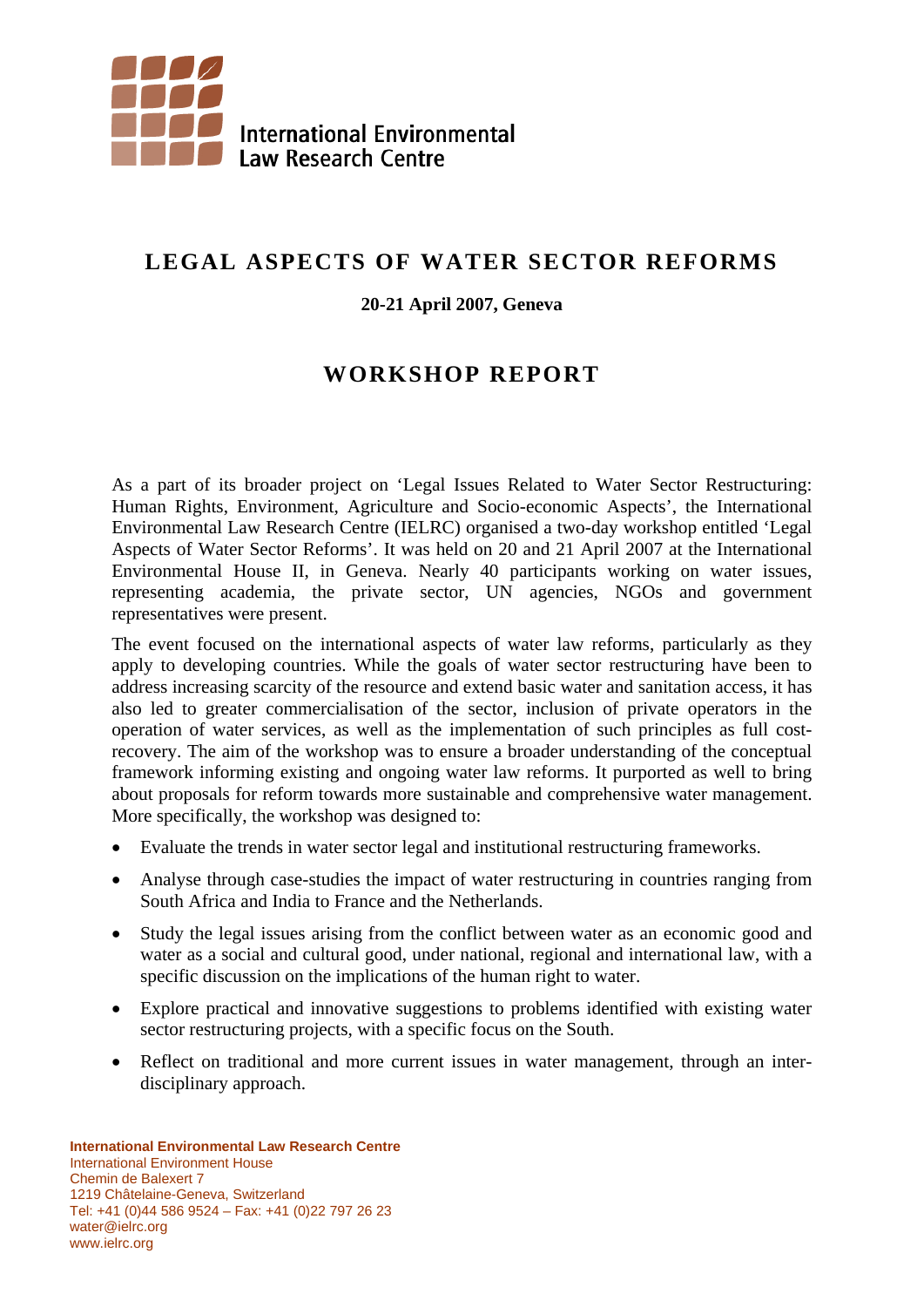International Environmental Law Research Centre

# LEGAL ASPECTS OF WATER SECTOR REFORMS

**20-21 April 2007, Geneva**

## WORKSHOP REPORT

As a part of its broader project on 'Legal Issues Related to Water Sector Restructuring: Human Rights, Environment, Agriculture and Socio-economic Aspects', the International Environmental Law Research Centre (IELRC) organised a two-day workshop entitled 'Legal Aspects of Water Sector Reforms'. It was held on 20 and 21 April 2007 at the International Environmental House II, in Geneva. Nearly 40 participants working on water issues, representing academia, the private sector, UN agencies, NGOs and government representatives were present.

The event focused on the international aspects of water law reforms, particularly as they apply to developing countries. While the goals of water sector restructuring have been to address increasing scarcity of the resource and extend basic water and sanitation access, it has also led to greater commercialisation of the sector, inclusion of private operators in the operation of water services, as well as the implementation of such principles as full cost-recovery. The aim of the workshop was to ensure a broader understanding of the conceptual framework informing existing and ongoing water law reforms. It purported as well to bring about proposals for reform towards more sustainable and comprehensive water management. More specifically, the workshop was designed to:

- Evaluate the trends in water sector legal and institutional restructuring frameworks.
- Analyse through case-studies the impact of water restructuring in countries ranging from South Africa and India to France and the Netherlands.
- Study the legal issues arising from the conflict between water as an economic good and water as a social and cultural good, under national, regional and international law, with a specific discussion on the implications of the human right to water.
- Explore practical and innovative suggestions to problems identified with existing water sector restructuring projects, with a specific focus on the South.
- Reflect on traditional and more current issues in water management, through an inter-disciplinary approach.

**International Environmental Law Research Centre**
International Environment House
Chemin de Balexert 7
1219 Châtelaine-Geneva, Switzerland
Tel: +41 (0)44 586 9524 – Fax: +41 (0)22 797 26 23
water@ielrc.org
www.ielrc.org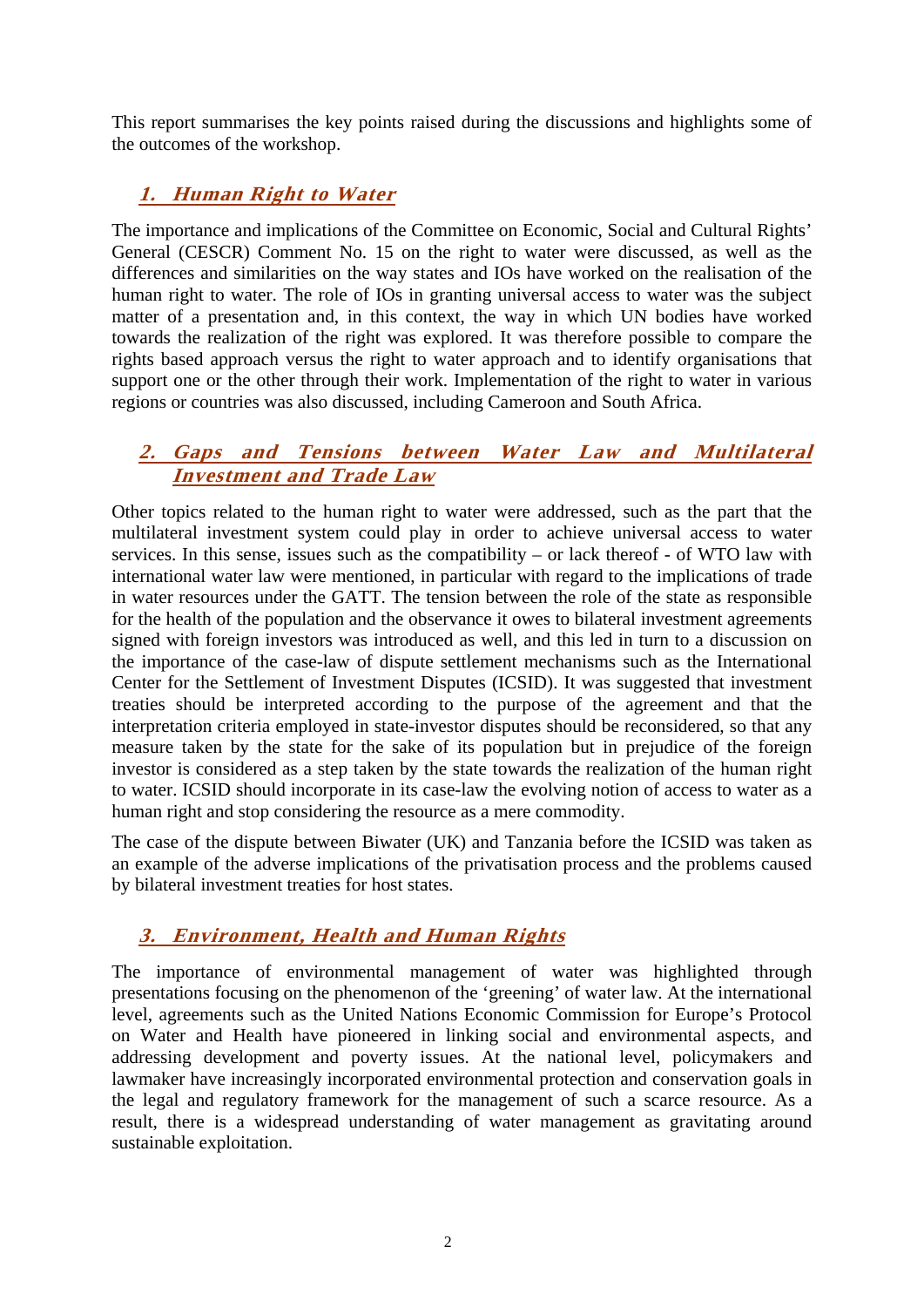This report summarises the key points raised during the discussions and highlights some of the outcomes of the workshop.

## 1. Human Right to Water

The importance and implications of the Committee on Economic, Social and Cultural Rights' General (CESCR) Comment No. 15 on the right to water were discussed, as well as the differences and similarities on the way states and IOs have worked on the realisation of the human right to water. The role of IOs in granting universal access to water was the subject matter of a presentation and, in this context, the way in which UN bodies have worked towards the realization of the right was explored. It was therefore possible to compare the rights based approach versus the right to water approach and to identify organisations that support one or the other through their work. Implementation of the right to water in various regions or countries was also discussed, including Cameroon and South Africa.

## 2. Gaps and Tensions between Water Law and Multilateral Investment and Trade Law

Other topics related to the human right to water were addressed, such as the part that the multilateral investment system could play in order to achieve universal access to water services. In this sense, issues such as the compatibility – or lack thereof - of WTO law with international water law were mentioned, in particular with regard to the implications of trade in water resources under the GATT. The tension between the role of the state as responsible for the health of the population and the observance it owes to bilateral investment agreements signed with foreign investors was introduced as well, and this led in turn to a discussion on the importance of the case-law of dispute settlement mechanisms such as the International Center for the Settlement of Investment Disputes (ICSID). It was suggested that investment treaties should be interpreted according to the purpose of the agreement and that the interpretation criteria employed in state-investor disputes should be reconsidered, so that any measure taken by the state for the sake of its population but in prejudice of the foreign investor is considered as a step taken by the state towards the realization of the human right to water. ICSID should incorporate in its case-law the evolving notion of access to water as a human right and stop considering the resource as a mere commodity.

The case of the dispute between Biwater (UK) and Tanzania before the ICSID was taken as an example of the adverse implications of the privatisation process and the problems caused by bilateral investment treaties for host states.

## 3. Environment, Health and Human Rights

The importance of environmental management of water was highlighted through presentations focusing on the phenomenon of the 'greening' of water law. At the international level, agreements such as the United Nations Economic Commission for Europe's Protocol on Water and Health have pioneered in linking social and environmental aspects, and addressing development and poverty issues. At the national level, policymakers and lawmaker have increasingly incorporated environmental protection and conservation goals in the legal and regulatory framework for the management of such a scarce resource. As a result, there is a widespread understanding of water management as gravitating around sustainable exploitation.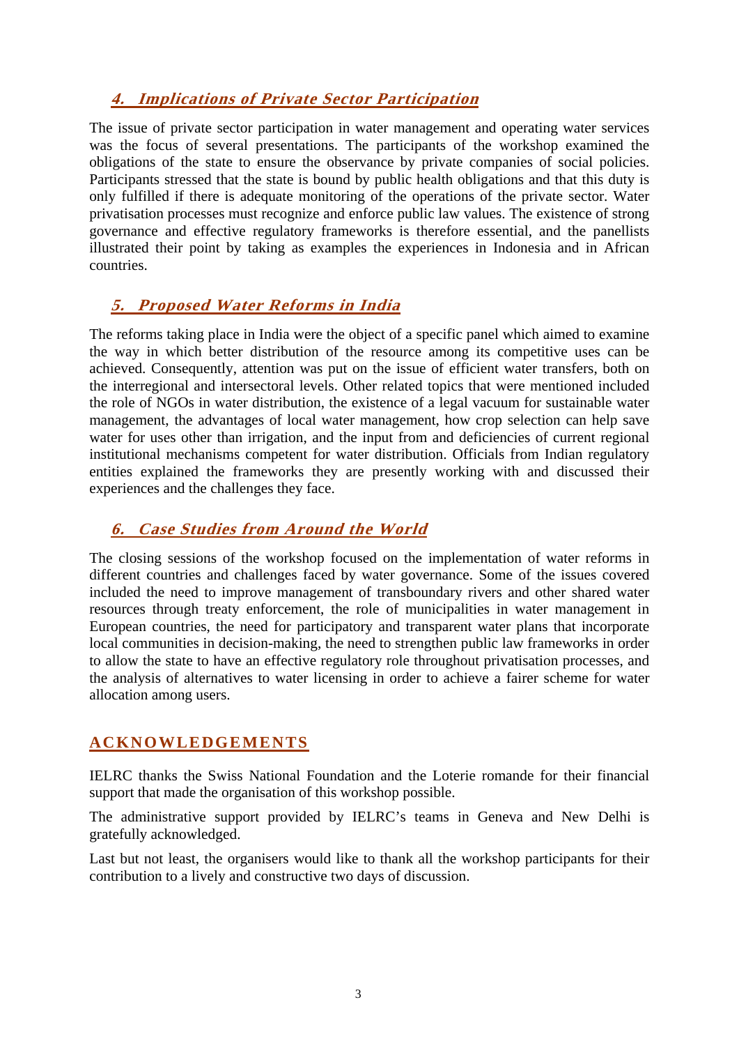## 4. Implications of Private Sector Participation

The issue of private sector participation in water management and operating water services was the focus of several presentations. The participants of the workshop examined the obligations of the state to ensure the observance by private companies of social policies. Participants stressed that the state is bound by public health obligations and that this duty is only fulfilled if there is adequate monitoring of the operations of the private sector. Water privatisation processes must recognize and enforce public law values. The existence of strong governance and effective regulatory frameworks is therefore essential, and the panellists illustrated their point by taking as examples the experiences in Indonesia and in African countries.

## 5. Proposed Water Reforms in India

The reforms taking place in India were the object of a specific panel which aimed to examine the way in which better distribution of the resource among its competitive uses can be achieved. Consequently, attention was put on the issue of efficient water transfers, both on the interregional and intersectoral levels. Other related topics that were mentioned included the role of NGOs in water distribution, the existence of a legal vacuum for sustainable water management, the advantages of local water management, how crop selection can help save water for uses other than irrigation, and the input from and deficiencies of current regional institutional mechanisms competent for water distribution. Officials from Indian regulatory entities explained the frameworks they are presently working with and discussed their experiences and the challenges they face.

## 6. Case Studies from Around the World

The closing sessions of the workshop focused on the implementation of water reforms in different countries and challenges faced by water governance. Some of the issues covered included the need to improve management of transboundary rivers and other shared water resources through treaty enforcement, the role of municipalities in water management in European countries, the need for participatory and transparent water plans that incorporate local communities in decision-making, the need to strengthen public law frameworks in order to allow the state to have an effective regulatory role throughout privatisation processes, and the analysis of alternatives to water licensing in order to achieve a fairer scheme for water allocation among users.

# ACKNOWLEDGEMENTS

IELRC thanks the Swiss National Foundation and the Loterie romande for their financial support that made the organisation of this workshop possible.

The administrative support provided by IELRC's teams in Geneva and New Delhi is gratefully acknowledged.

Last but not least, the organisers would like to thank all the workshop participants for their contribution to a lively and constructive two days of discussion.